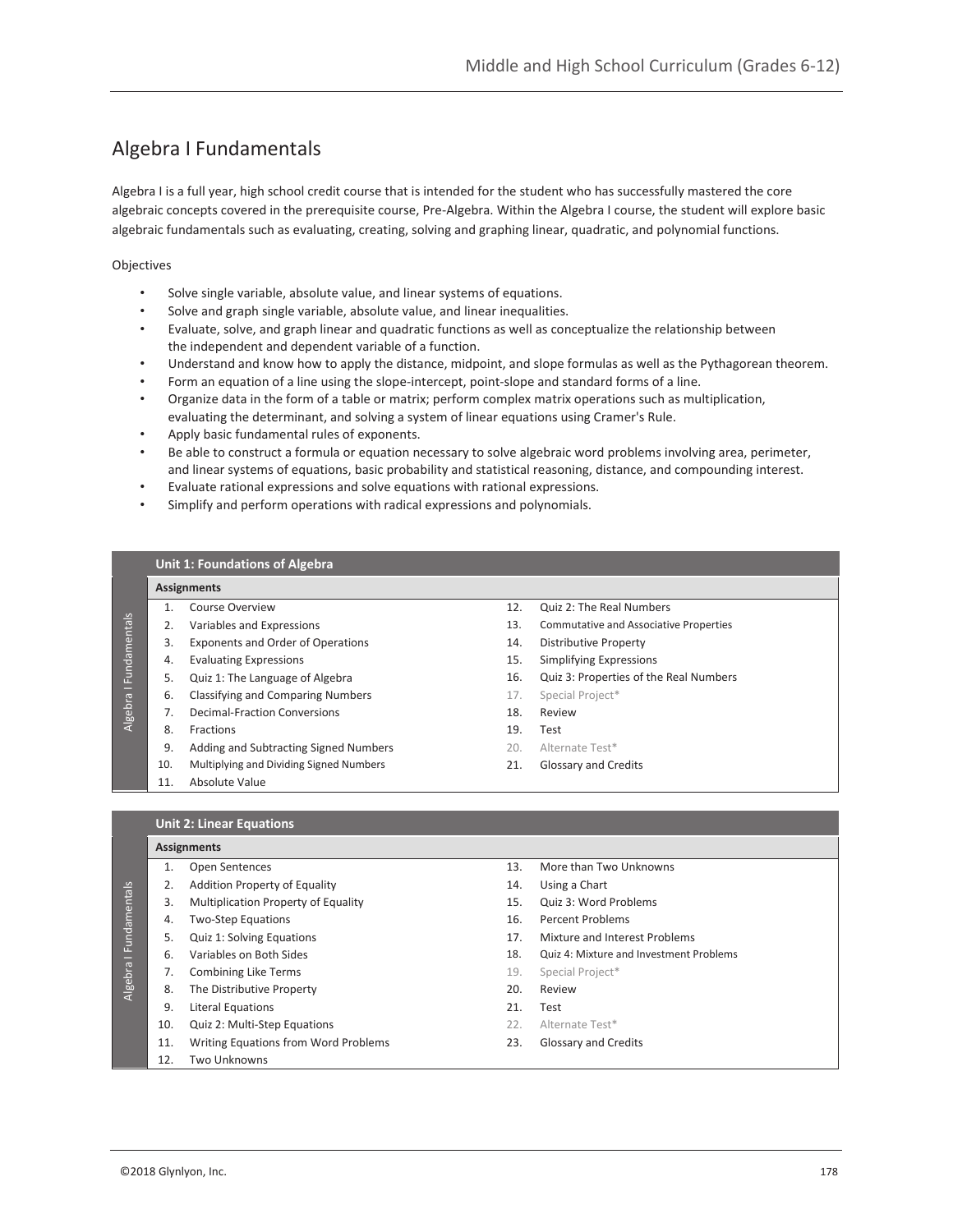## Algebra I Fundamentals

Algebra I is a full year, high school credit course that is intended for the student who has successfully mastered the core algebraic concepts covered in the prerequisite course, Pre-Algebra. Within the Algebra I course, the student will explore basic algebraic fundamentals such as evaluating, creating, solving and graphing linear, quadratic, and polynomial functions.

Objectives

- Solve single variable, absolute value, and linear systems of equations.
- Solve and graph single variable, absolute value, and linear inequalities.
- Evaluate, solve, and graph linear and quadratic functions as well as conceptualize the relationship between the independent and dependent variable of a function.
- Understand and know how to apply the distance, midpoint, and slope formulas as well as the Pythagorean theorem.
- Form an equation of a line using the slope-intercept, point-slope and standard forms of a line.
- Organize data in the form of a table or matrix; perform complex matrix operations such as multiplication, evaluating the determinant, and solving a system of linear equations using Cramer's Rule.
- Apply basic fundamental rules of exponents.
- Be able to construct a formula or equation necessary to solve algebraic word problems involving area, perimeter, and linear systems of equations, basic probability and statistical reasoning, distance, and compounding interest.
- Evaluate rational expressions and solve equations with rational expressions.
- Simplify and perform operations with radical expressions and polynomials.

### Unit 1: Foundations of Algebra

**Assignments**

1. Course Overview
2. Variables and Expressions
3. Exponents and Order of Operations
4. Evaluating Expressions
5. Quiz 1: The Language of Algebra
6. Classifying and Comparing Numbers
7. Decimal-Fraction Conversions
8. Fractions
9. Adding and Subtracting Signed Numbers
10. Multiplying and Dividing Signed Numbers
11. Absolute Value
12. Quiz 2: The Real Numbers
13. Commutative and Associative Properties
14. Distributive Property
15. Simplifying Expressions
16. Quiz 3: Properties of the Real Numbers
17. Special Project*
18. Review
19. Test
20. Alternate Test*
21. Glossary and Credits

### Unit 2: Linear Equations

**Assignments**

1. Open Sentences
2. Addition Property of Equality
3. Multiplication Property of Equality
4. Two-Step Equations
5. Quiz 1: Solving Equations
6. Variables on Both Sides
7. Combining Like Terms
8. The Distributive Property
9. Literal Equations
10. Quiz 2: Multi-Step Equations
11. Writing Equations from Word Problems
12. Two Unknowns
13. More than Two Unknowns
14. Using a Chart
15. Quiz 3: Word Problems
16. Percent Problems
17. Mixture and Interest Problems
18. Quiz 4: Mixture and Investment Problems
19. Special Project*
20. Review
21. Test
22. Alternate Test*
23. Glossary and Credits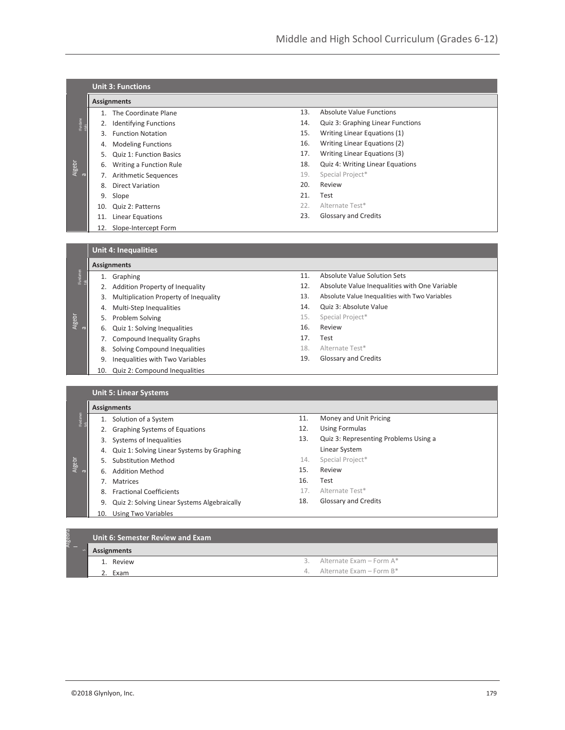## Unit 3: Functions

**Assignments**

1. The Coordinate Plane
2. Identifying Functions
3. Function Notation
4. Modeling Functions
5. Quiz 1: Function Basics
6. Writing a Function Rule
7. Arithmetic Sequences
8. Direct Variation
9. Slope
10. Quiz 2: Patterns
11. Linear Equations
12. Slope-Intercept Form
13. Absolute Value Functions
14. Quiz 3: Graphing Linear Functions
15. Writing Linear Equations (1)
16. Writing Linear Equations (2)
17. Writing Linear Equations (3)
18. Quiz 4: Writing Linear Equations
19. Special Project*
20. Review
21. Test
22. Alternate Test*
23. Glossary and Credits

## Unit 4: Inequalities

**Assignments**

1. Graphing
2. Addition Property of Inequality
3. Multiplication Property of Inequality
4. Multi-Step Inequalities
5. Problem Solving
6. Quiz 1: Solving Inequalities
7. Compound Inequality Graphs
8. Solving Compound Inequalities
9. Inequalities with Two Variables
10. Quiz 2: Compound Inequalities
11. Absolute Value Solution Sets
12. Absolute Value Inequalities with One Variable
13. Absolute Value Inequalities with Two Variables
14. Quiz 3: Absolute Value
15. Special Project*
16. Review
17. Test
18. Alternate Test*
19. Glossary and Credits

## Unit 5: Linear Systems

**Assignments**

1. Solution of a System
2. Graphing Systems of Equations
3. Systems of Inequalities
4. Quiz 1: Solving Linear Systems by Graphing
5. Substitution Method
6. Addition Method
7. Matrices
8. Fractional Coefficients
9. Quiz 2: Solving Linear Systems Algebraically
10. Using Two Variables
11. Money and Unit Pricing
12. Using Formulas
13. Quiz 3: Representing Problems Using a Linear System
14. Special Project*
15. Review
16. Test
17. Alternate Test*
18. Glossary and Credits

## Unit 6: Semester Review and Exam

**Assignments**

1. Review
2. Exam
3. Alternate Exam – Form A*
4. Alternate Exam – Form B*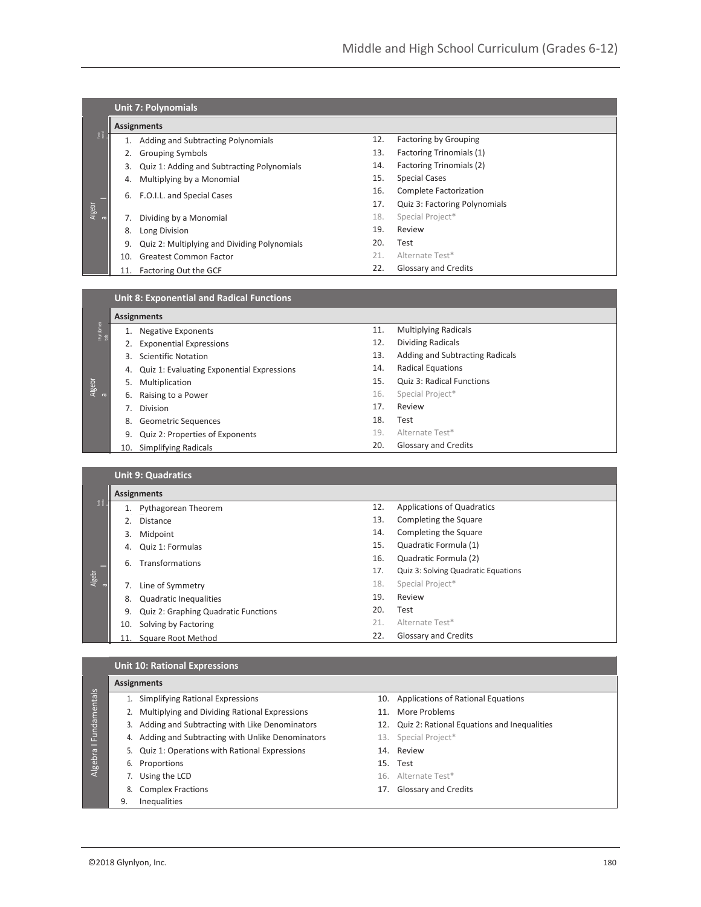## Unit 7: Polynomials

**Assignments**

1. Adding and Subtracting Polynomials
2. Grouping Symbols
3. Quiz 1: Adding and Subtracting Polynomials
4. Multiplying by a Monomial
6. F.O.I.L. and Special Cases
7. Dividing by a Monomial
8. Long Division
9. Quiz 2: Multiplying and Dividing Polynomials
10. Greatest Common Factor
11. Factoring Out the GCF
12. Factoring by Grouping
13. Factoring Trinomials (1)
14. Factoring Trinomials (2)
15. Special Cases
16. Complete Factorization
17. Quiz 3: Factoring Polynomials
18. Special Project*
19. Review
20. Test
21. Alternate Test*
22. Glossary and Credits

## Unit 8: Exponential and Radical Functions

**Assignments**

1. Negative Exponents
2. Exponential Expressions
3. Scientific Notation
4. Quiz 1: Evaluating Exponential Expressions
5. Multiplication
6. Raising to a Power
7. Division
8. Geometric Sequences
9. Quiz 2: Properties of Exponents
10. Simplifying Radicals
11. Multiplying Radicals
12. Dividing Radicals
13. Adding and Subtracting Radicals
14. Radical Equations
15. Quiz 3: Radical Functions
16. Special Project*
17. Review
18. Test
19. Alternate Test*
20. Glossary and Credits

## Unit 9: Quadratics

**Assignments**

1. Pythagorean Theorem
2. Distance
3. Midpoint
4. Quiz 1: Formulas
6. Transformations
7. Line of Symmetry
8. Quadratic Inequalities
9. Quiz 2: Graphing Quadratic Functions
10. Solving by Factoring
11. Square Root Method
12. Applications of Quadratics
13. Completing the Square
14. Completing the Square
15. Quadratic Formula (1)
16. Quadratic Formula (2)
17. Quiz 3: Solving Quadratic Equations
18. Special Project*
19. Review
20. Test
21. Alternate Test*
22. Glossary and Credits

## Unit 10: Rational Expressions

*Algebra I Fundamentals*

**Assignments**

1. Simplifying Rational Expressions
2. Multiplying and Dividing Rational Expressions
3. Adding and Subtracting with Like Denominators
4. Adding and Subtracting with Unlike Denominators
5. Quiz 1: Operations with Rational Expressions
6. Proportions
7. Using the LCD
8. Complex Fractions
9. Inequalities
10. Applications of Rational Equations
11. More Problems
12. Quiz 2: Rational Equations and Inequalities
13. Special Project*
14. Review
15. Test
16. Alternate Test*
17. Glossary and Credits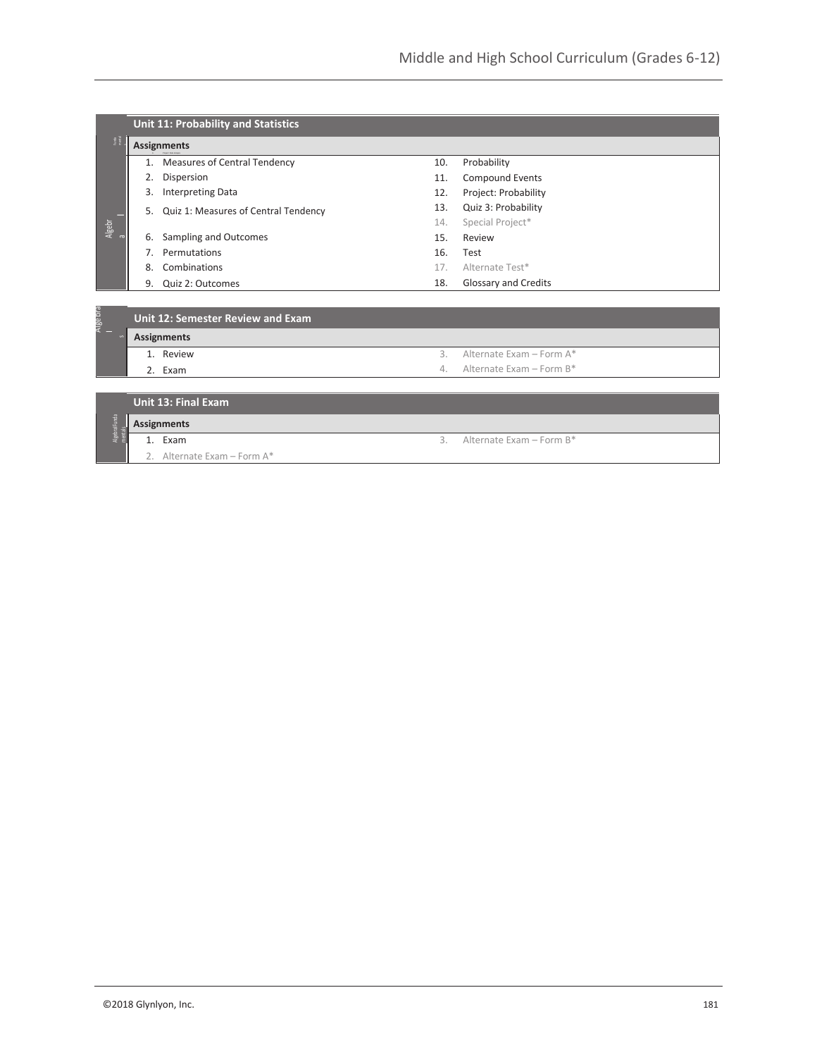## Unit 11: Probability and Statistics

**Assignments**

| | |
|---|---|
| 1. Measures of Central Tendency | 10. Probability |
| 2. Dispersion | 11. Compound Events |
| 3. Interpreting Data | 12. Project: Probability |
| 5. Quiz 1: Measures of Central Tendency | 13. Quiz 3: Probability |
| | 14. Special Project* |
| 6. Sampling and Outcomes | 15. Review |
| 7. Permutations | 16. Test |
| 8. Combinations | 17. Alternate Test* |
| 9. Quiz 2: Outcomes | 18. Glossary and Credits |

## Unit 12: Semester Review and Exam

**Assignments**

| | |
|---|---|
| 1. Review | 3. Alternate Exam – Form A* |
| 2. Exam | 4. Alternate Exam – Form B* |

## Unit 13: Final Exam

**Assignments**

| | |
|---|---|
| 1. Exam | 3. Alternate Exam – Form B* |
| 2. Alternate Exam – Form A* | |

©2018 Glynlyon, Inc.